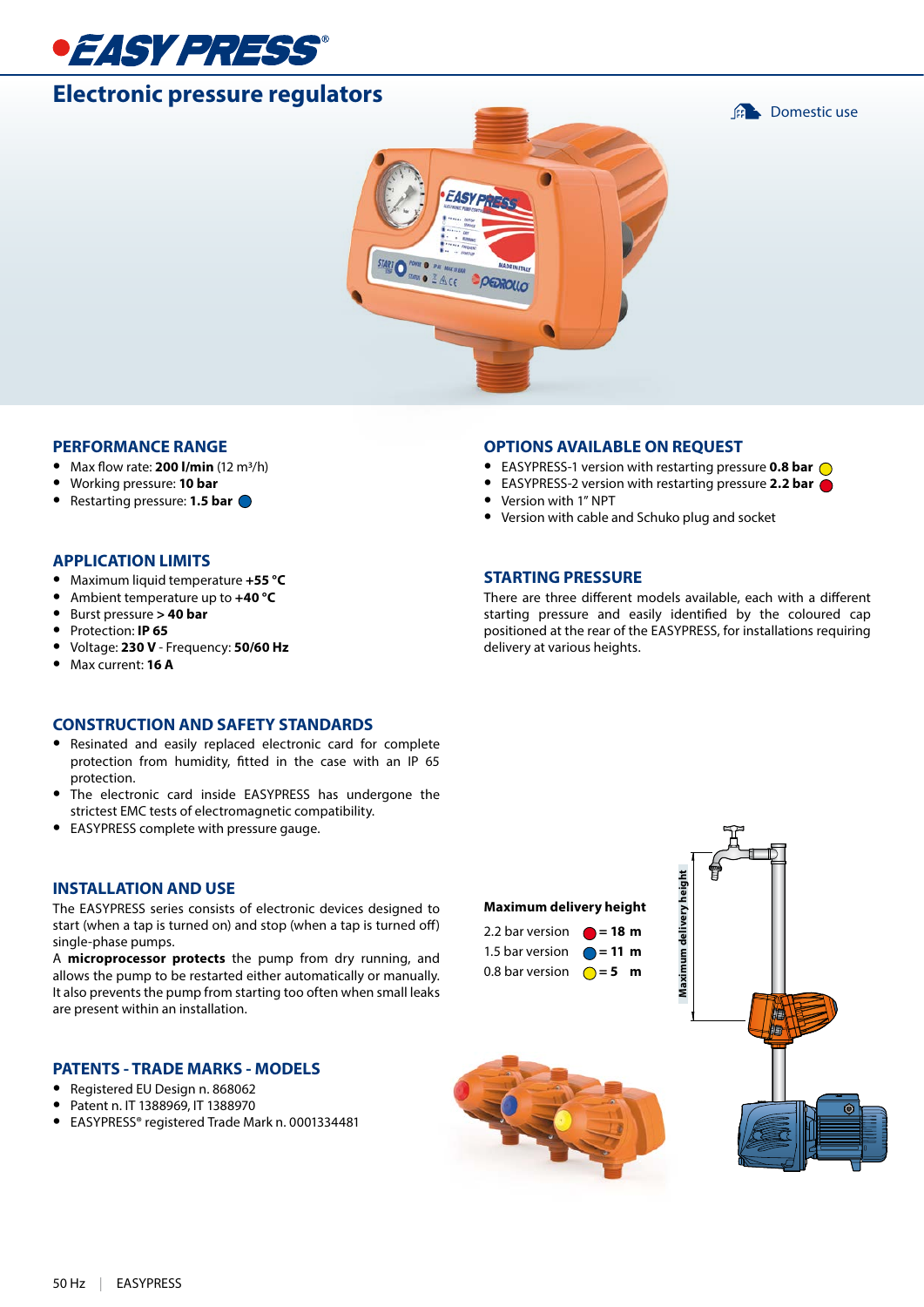# EASY PRESS®

## Electronic pressure regulators

Domestic use

### PERFORMANCE RANGE

- Max flow rate: **200 l/min** (12 m³/h)
- Working pressure: **10 bar**
- Restarting pressure: **1.5 bar** (blue)

### APPLICATION LIMITS

- Maximum liquid temperature **+55 °C**
- Ambient temperature up to **+40 °C**
- Burst pressure **> 40 bar**
- Protection: **IP 65**
- Voltage: **230 V** - Frequency: **50/60 Hz**
- Max current: **16 A**

### CONSTRUCTION AND SAFETY STANDARDS

- Resinated and easily replaced electronic card for complete protection from humidity, fitted in the case with an IP 65 protection.
- The electronic card inside EASYPRESS has undergone the strictest EMC tests of electromagnetic compatibility.
- EASYPRESS complete with pressure gauge.

### INSTALLATION AND USE

The EASYPRESS series consists of electronic devices designed to start (when a tap is turned on) and stop (when a tap is turned off) single-phase pumps.
A **microprocessor protects** the pump from dry running, and allows the pump to be restarted either automatically or manually. It also prevents the pump from starting too often when small leaks are present within an installation.

### PATENTS - TRADE MARKS - MODELS

- Registered EU Design n. 868062
- Patent n. IT 1388969, IT 1388970
- EASYPRESS® registered Trade Mark n. 0001334481

### OPTIONS AVAILABLE ON REQUEST

- EASYPRESS-1 version with restarting pressure **0.8 bar** (yellow)
- EASYPRESS-2 version with restarting pressure **2.2 bar** (red)
- Version with 1" NPT
- Version with cable and Schuko plug and socket

### STARTING PRESSURE

There are three different models available, each with a different starting pressure and easily identified by the coloured cap positioned at the rear of the EASYPRESS, for installations requiring delivery at various heights.

**Maximum delivery height**

| Version | Height |
|---|---|
| 2.2 bar version (red) | = **18 m** |
| 1.5 bar version (blue) | = **11 m** |
| 0.8 bar version (yellow) | = **5 m** |

Maximum delivery height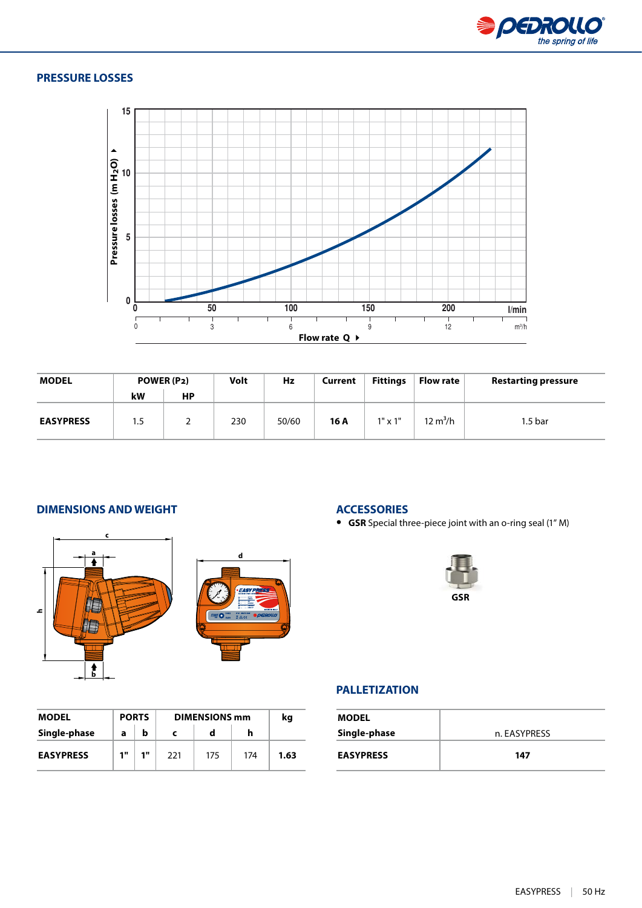## PRESSURE LOSSES

Pressure losses (m $H_2O$)

15
10
5
0

0 50 100 150 200 l/min

0 3 6 9 12 m³/h

Flow rate Q

| MODEL | POWER (P2) | | Volt | Hz | Current | Fittings | Flow rate | Restarting pressure |
|---|---|---|---|---|---|---|---|---|
| | kW | HP | | | | | | |
| **EASYPRESS** | 1.5 | 2 | 230 | 50/60 | **16 A** | 1" x 1" | 12 $m^3$/h | 1.5 bar |

## DIMENSIONS AND WEIGHT

c
a
h
b
d

| MODEL | PORTS | | DIMENSIONS mm | | | kg |
|---|---|---|---|---|---|---|
| Single-phase | a | b | c | d | h | |
| **EASYPRESS** | **1"** | **1"** | 221 | 175 | 174 | **1.63** |

## ACCESSORIES

- **GSR** Special three-piece joint with an o-ring seal (1" M)

GSR

## PALLETIZATION

| MODEL | |
|---|---|
| Single-phase | n. EASYPRESS |
| **EASYPRESS** | **147** |